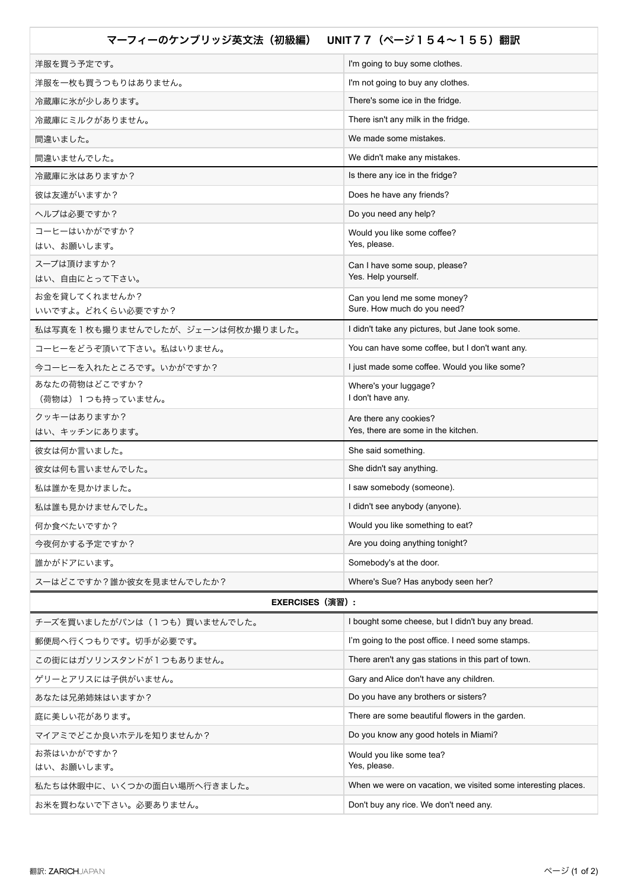| マーフィーのケンブリッジ英文法（初級編）　UNIT７７（ページ１５４〜１５５）翻訳 | |
|---|---|
| 洋服を買う予定です。 | I'm going to buy some clothes. |
| 洋服を一枚も買うつもりはありません。 | I'm not going to buy any clothes. |
| 冷蔵庫に氷が少しあります。 | There's some ice in the fridge. |
| 冷蔵庫にミルクがありません。 | There isn't any milk in the fridge. |
| 間違いました。 | We made some mistakes. |
| 間違いませんでした。 | We didn't make any mistakes. |
| 冷蔵庫に氷はありますか？ | Is there any ice in the fridge? |
| 彼は友達がいますか？ | Does he have any friends? |
| ヘルプは必要ですか？ | Do you need any help? |
| コーヒーはいかがですか？<br>はい、お願いします。 | Would you like some coffee?<br>Yes, please. |
| スープは頂けますか？<br>はい、自由にとって下さい。 | Can I have some soup, please?<br>Yes. Help yourself. |
| お金を貸してくれませんか？<br>いいですよ。どれくらい必要ですか？ | Can you lend me some money?<br>Sure. How much do you need? |
| 私は写真を１枚も撮りませんでしたが、ジェーンは何枚か撮りました。 | I didn't take any pictures, but Jane took some. |
| コーヒーをどうぞ頂いて下さい。私はいりません。 | You can have some coffee, but I don't want any. |
| 今コーヒーを入れたところです。いかがですか？ | I just made some coffee. Would you like some? |
| あなたの荷物はどこですか？<br>（荷物は）１つも持っていません。 | Where's your luggage?<br>I don't have any. |
| クッキーはありますか？<br>はい、キッチンにあります。 | Are there any cookies?<br>Yes, there are some in the kitchen. |
| 彼女は何か言いました。 | She said something. |
| 彼女は何も言いませんでした。 | She didn't say anything. |
| 私は誰かを見かけました。 | I saw somebody (someone). |
| 私は誰も見かけませんでした。 | I didn't see anybody (anyone). |
| 何か食べたいですか？ | Would you like something to eat? |
| 今夜何かする予定ですか？ | Are you doing anything tonight? |
| 誰かがドアにいます。 | Somebody's at the door. |
| スーはどこですか？誰か彼女を見ませんでしたか？ | Where's Sue? Has anybody seen her? |
| **EXERCISES（演習）:** | |
| チーズを買いましたがパンは（１つも）買いませんでした。 | I bought some cheese, but I didn't buy any bread. |
| 郵便局へ行くつもりです。切手が必要です。 | I'm going to the post office. I need some stamps. |
| この街にはガソリンスタンドが１つもありません。 | There aren't any gas stations in this part of town. |
| ゲリーとアリスには子供がいません。 | Gary and Alice don't have any children. |
| あなたは兄弟姉妹はいますか？ | Do you have any brothers or sisters? |
| 庭に美しい花があります。 | There are some beautiful flowers in the garden. |
| マイアミでどこか良いホテルを知りませんか？ | Do you know any good hotels in Miami? |
| お茶はいかがですか？<br>はい、お願いします。 | Would you like some tea?<br>Yes, please. |
| 私たちは休暇中に、いくつかの面白い場所へ行きました。 | When we were on vacation, we visited some interesting places. |
| お米を買わないで下さい。必要ありません。 | Don't buy any rice. We don't need any. |

翻訳: ZARICHJAPAN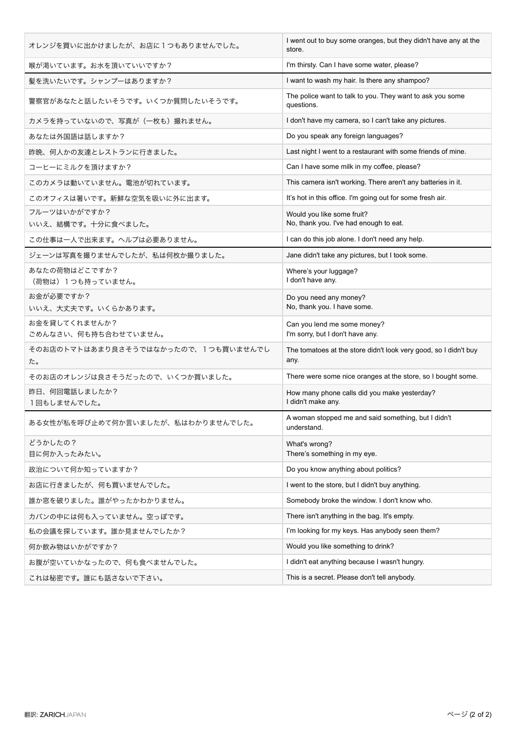| | |
|---|---|
| オレンジを買いに出かけましたが、お店に１つもありませんでした。 | I went out to buy some oranges, but they didn't have any at the store. |
| 喉が渇いています。お水を頂いていいですか？ | I'm thirsty. Can I have some water, please? |
| 髪を洗いたいです。シャンプーはありますか？ | I want to wash my hair. Is there any shampoo? |
| 警察官があなたと話したいそうです。いくつか質問したいそうです。 | The police want to talk to you. They want to ask you some questions. |
| カメラを持っていないので、写真が（一枚も）撮れません。 | I don't have my camera, so I can't take any pictures. |
| あなたは外国語は話しますか？ | Do you speak any foreign languages? |
| 昨晩、何人かの友達とレストランに行きました。 | Last night I went to a restaurant with some friends of mine. |
| コーヒーにミルクを頂けますか？ | Can I have some milk in my coffee, please? |
| このカメラは動いていません。電池が切れています。 | This camera isn't working. There aren't any batteries in it. |
| このオフィスは暑いです。新鮮な空気を吸いに外に出ます。 | It's hot in this office. I'm going out for some fresh air. |
| フルーツはいかがですか？<br>いいえ、結構です。十分に食べました。 | Would you like some fruit?<br>No, thank you. I've had enough to eat. |
| この仕事は一人で出来ます。ヘルプは必要ありません。 | I can do this job alone. I don't need any help. |
| ジェーンは写真を撮りませんでしたが、私は何枚か撮りました。 | Jane didn't take any pictures, but I took some. |
| あなたの荷物はどこですか？<br>（荷物は）１つも持っていません。 | Where's your luggage?<br>I don't have any. |
| お金が必要ですか？<br>いいえ、大丈夫です。いくらかあります。 | Do you need any money?<br>No, thank you. I have some. |
| お金を貸してくれませんか？<br>ごめんなさい、何も持ち合わせていません。 | Can you lend me some money?<br>I'm sorry, but I don't have any. |
| そのお店のトマトはあまり良さそうではなかったので、１つも買いませんでした。 | The tomatoes at the store didn't look very good, so I didn't buy any. |
| そのお店のオレンジは良さそうだったので、いくつか買いました。 | There were some nice oranges at the store, so I bought some. |
| 昨日、何回電話しましたか？<br>１回もしませんでした。 | How many phone calls did you make yesterday?<br>I didn't make any. |
| ある女性が私を呼び止めて何か言いましたが、私はわかりませんでした。 | A woman stopped me and said something, but I didn't understand. |
| どうかしたの？<br>目に何か入ったみたい。 | What's wrong?<br>There's something in my eye. |
| 政治について何か知っていますか？ | Do you know anything about politics? |
| お店に行きましたが、何も買いませんでした。 | I went to the store, but I didn't buy anything. |
| 誰か窓を破りました。誰がやったかわかりません。 | Somebody broke the window. I don't know who. |
| カバンの中には何も入っていません。空っぽです。 | There isn't anything in the bag. It's empty. |
| 私の会議を探しています。誰か見ませんでしたか？ | I'm looking for my keys. Has anybody seen them? |
| 何か飲み物はいかがですか？ | Would you like something to drink? |
| お腹が空いていかなったので、何も食べませんでした。 | I didn't eat anything because I wasn't hungry. |
| これは秘密です。誰にも話さないで下さい。 | This is a secret. Please don't tell anybody. |

翻訳: ZARICHJAPAN